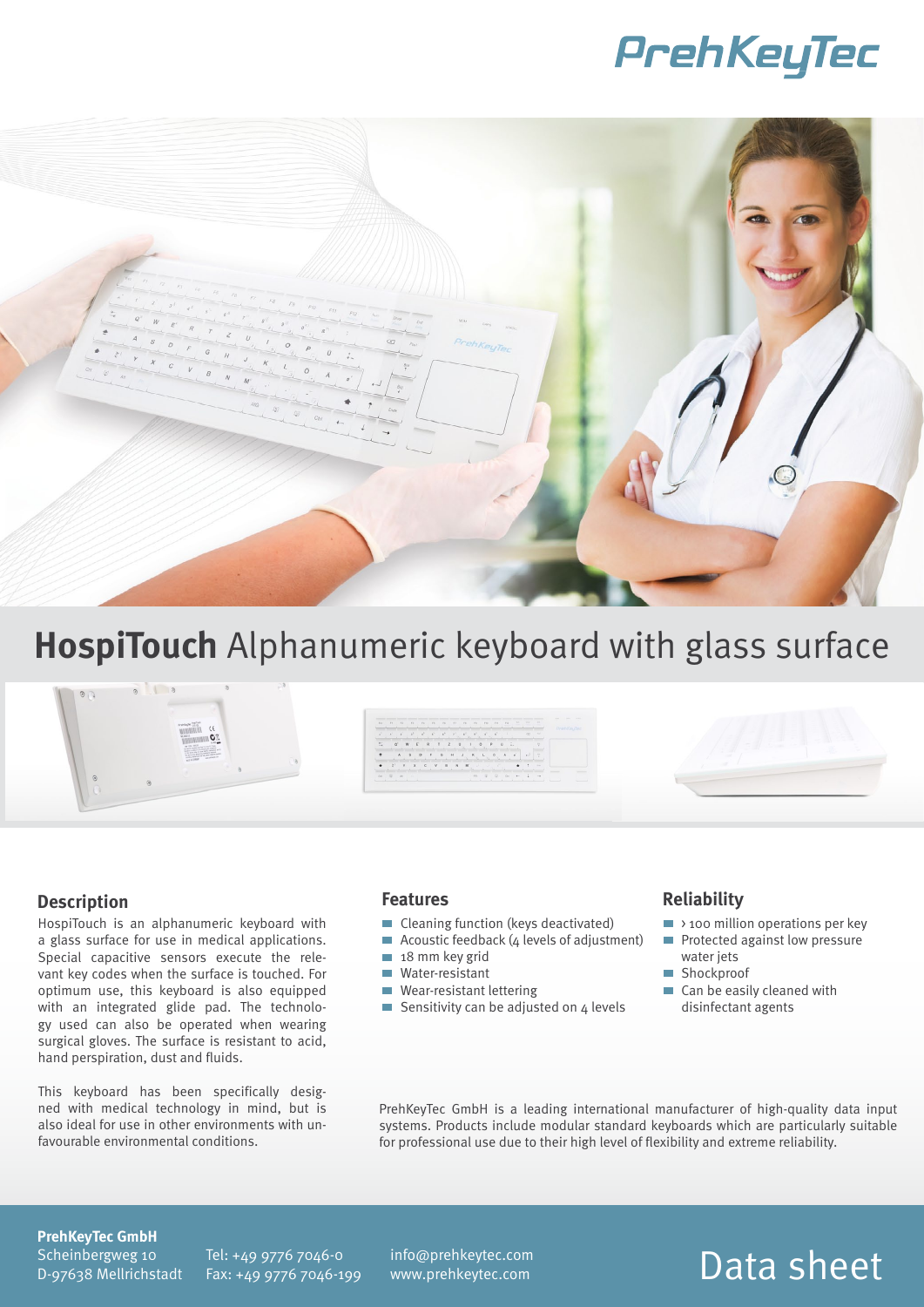PrehKeyTec

# HospiTouch Alphanumeric keyboard with glass surface

## Description

HospiTouch is an alphanumeric keyboard with a glass surface for use in medical applications. Special capacitive sensors execute the relevant key codes when the surface is touched. For optimum use, this keyboard is also equipped with an integrated glide pad. The technology used can also be operated when wearing surgical gloves. The surface is resistant to acid, hand perspiration, dust and fluids.

This keyboard has been specifically designed with medical technology in mind, but is also ideal for use in other environments with unfavourable environmental conditions.

## Features

- Cleaning function (keys deactivated)
- Acoustic feedback (4 levels of adjustment)
- 18 mm key grid
- Water-resistant
- Wear-resistant lettering
- Sensitivity can be adjusted on 4 levels

## Reliability

- > 100 million operations per key
- Protected against low pressure water jets
- Shockproof
- Can be easily cleaned with disinfectant agents

PrehKeyTec GmbH is a leading international manufacturer of high-quality data input systems. Products include modular standard keyboards which are particularly suitable for professional use due to their high level of flexibility and extreme reliability.

**PrehKeyTec GmbH**
Scheinbergweg 10
D-97638 Mellrichstadt

Tel: +49 9776 7046-0
Fax: +49 9776 7046-199

info@prehkeytec.com
www.prehkeytec.com

Data sheet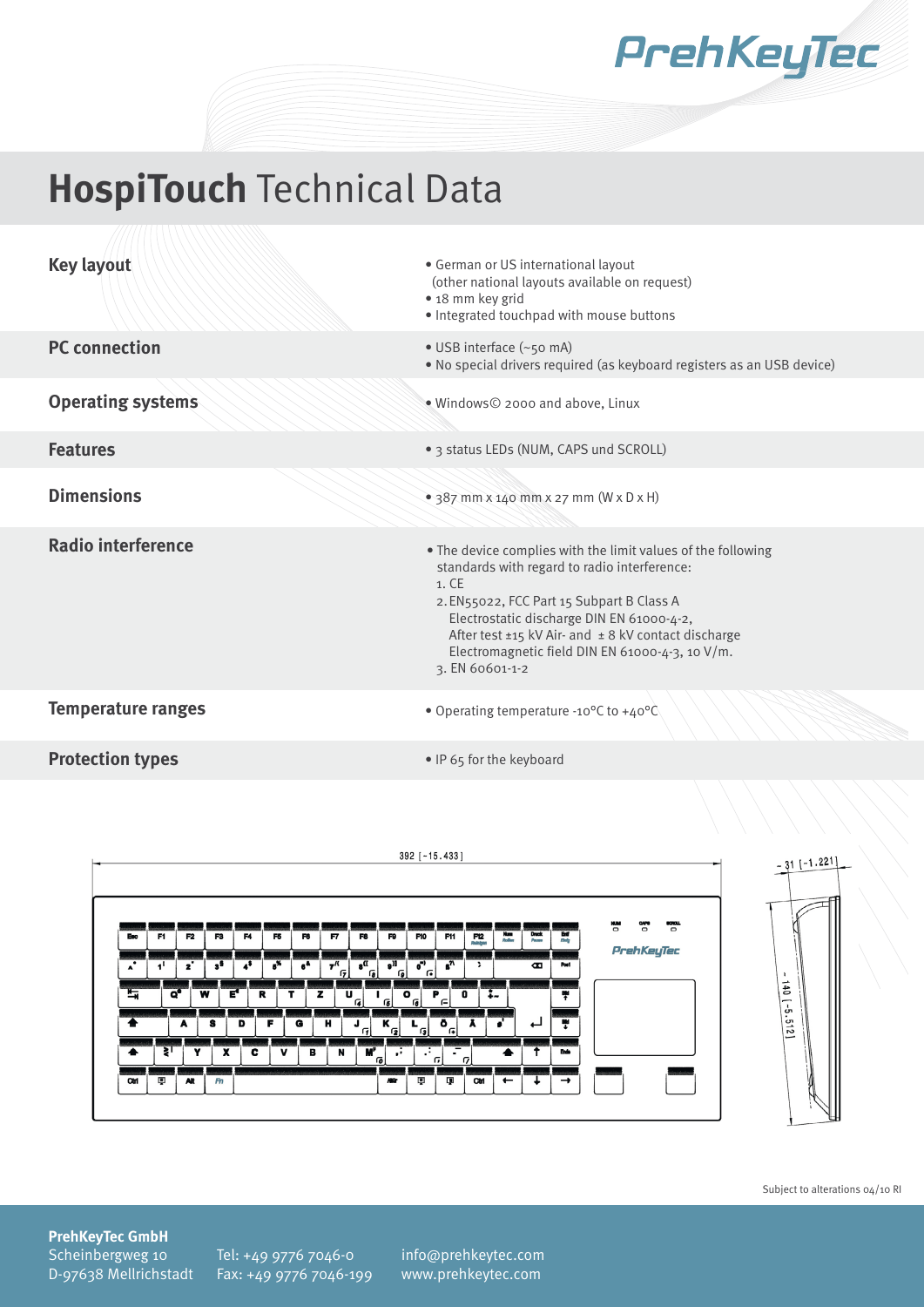# HospiTouch Technical Data

| | |
|---|---|
| **Key layout** | • German or US international layout (other national layouts available on request)<br>• 18 mm key grid<br>• Integrated touchpad with mouse buttons |
| **PC connection** | • USB interface (~50 mA)<br>• No special drivers required (as keyboard registers as an USB device) |
| **Operating systems** | • Windows© 2000 and above, Linux |
| **Features** | • 3 status LEDs (NUM, CAPS und SCROLL) |
| **Dimensions** | • 387 mm x 140 mm x 27 mm (W x D x H) |
| **Radio interference** | • The device complies with the limit values of the following standards with regard to radio interference:<br>1. CE<br>2. EN55022, FCC Part 15 Subpart B Class A<br>Electrostatic discharge DIN EN 61000-4-2,<br>After test ±15 kV Air- and ± 8 kV contact discharge<br>Electromagnetic field DIN EN 61000-4-3, 10 V/m.<br>3. EN 60601-1-2 |
| **Temperature ranges** | • Operating temperature -10°C to +40°C |
| **Protection types** | • IP 65 for the keyboard |

392 [-15.433]

31 [-1.221]

140 [-5.512]

Subject to alterations 04/10 RI

**PrehKeyTec GmbH**
Scheinbergweg 10
D-97638 Mellrichstadt

Tel: +49 9776 7046-0
Fax: +49 9776 7046-199

info@prehkeytec.com
www.prehkeytec.com